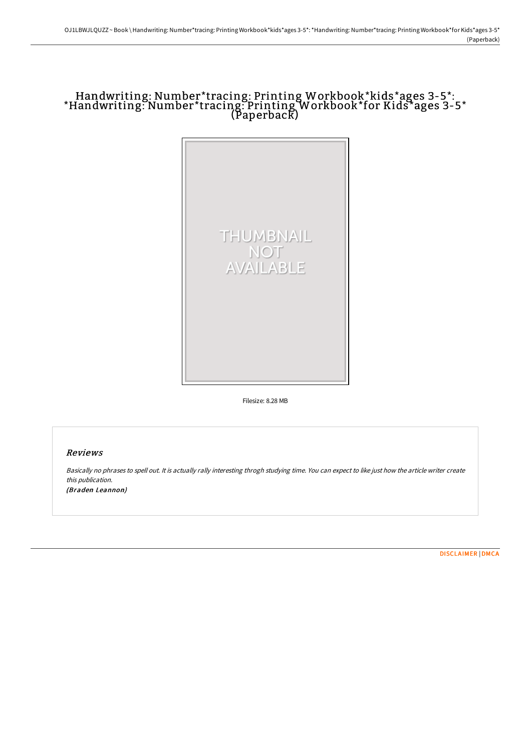# Handwriting: Number*tracing: Printing Workbook*kids*ages 3-5*: *Handwriting: Number*tracing: Printing Workbook*for Kids*ages 3-5* (Paperback)

THUMBNAIL NOT AVAILABLE

Filesize: 8.28 MB

## Reviews

*Basically no phrases to spell out. It is actually rally interesting throgh studying time. You can expect to like just how the article writer create this publication.*

*(Braden Leannon)*

DISCLAIMER | DMCA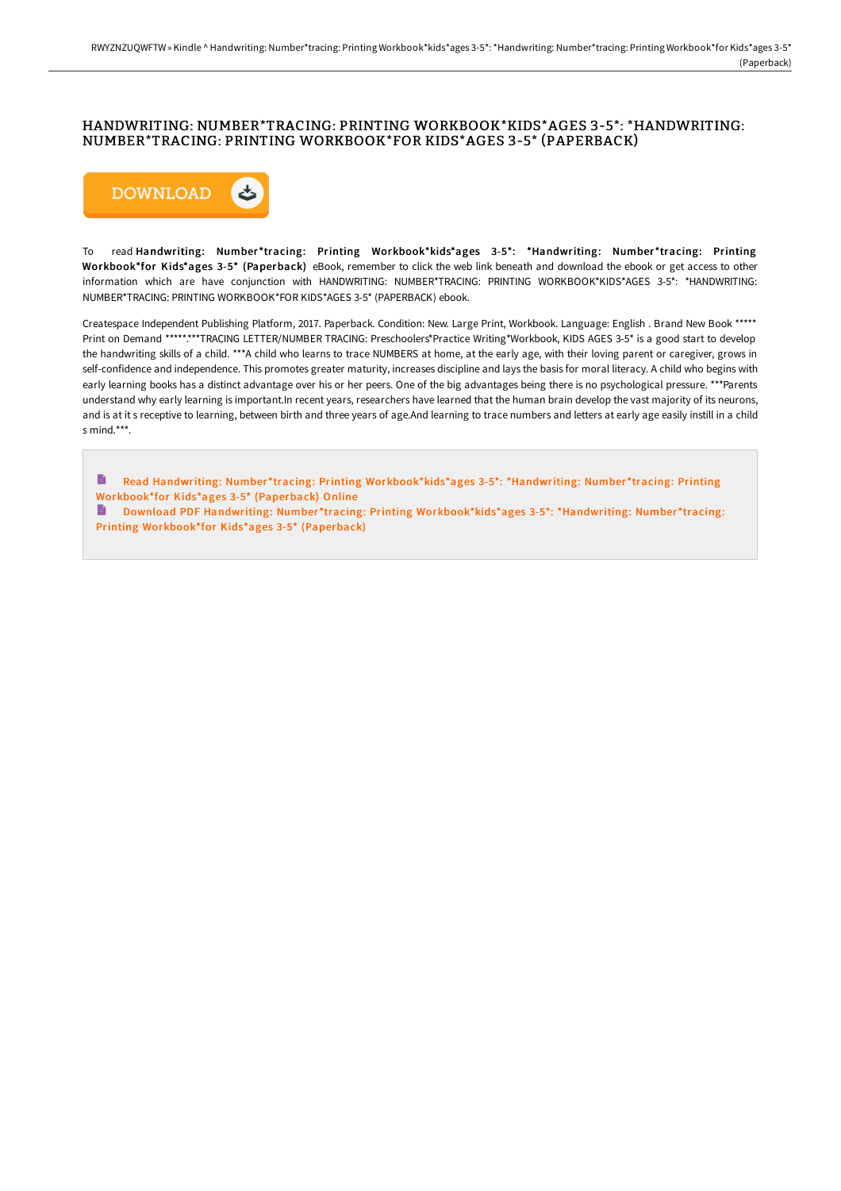# HANDWRITING: NUMBER*TRACING: PRINTING WORKBOOK*KIDS*AGES 3-5*: *HANDWRITING: NUMBER*TRACING: PRINTING WORKBOOK*FOR KIDS*AGES 3-5* (PAPERBACK)

To read **Handwriting: Number*tracing: Printing Workbook*kids*ages 3-5*: *Handwriting: Number*tracing: Printing Workbook*for Kids*ages 3-5* (Paperback)** eBook, remember to click the web link beneath and download the ebook or get access to other information which are have conjunction with HANDWRITING: NUMBER*TRACING: PRINTING WORKBOOK*KIDS*AGES 3-5*: *HANDWRITING: NUMBER*TRACING: PRINTING WORKBOOK*FOR KIDS*AGES 3-5* (PAPERBACK) ebook.

Createspace Independent Publishing Platform, 2017. Paperback. Condition: New. Large Print, Workbook. Language: English . Brand New Book ***** Print on Demand *****.***TRACING LETTER/NUMBER TRACING: Preschoolers*Practice Writing*Workbook, KIDS AGES 3-5* is a good start to develop the handwriting skills of a child. ***A child who learns to trace NUMBERS at home, at the early age, with their loving parent or caregiver, grows in self-confidence and independence. This promotes greater maturity, increases discipline and lays the basis for moral literacy. A child who begins with early learning books has a distinct advantage over his or her peers. One of the big advantages being there is no psychological pressure. ***Parents understand why early learning is important.In recent years, researchers have learned that the human brain develop the vast majority of its neurons, and is at it s receptive to learning, between birth and three years of age.And learning to trace numbers and letters at early age easily instill in a child s mind.***.

Read Handwriting: Number*tracing: Printing Workbook*kids*ages 3-5*: *Handwriting: Number*tracing: Printing Workbook*for Kids*ages 3-5* (Paperback) Online

Download PDF Handwriting: Number*tracing: Printing Workbook*kids*ages 3-5*: *Handwriting: Number*tracing: Printing Workbook*for Kids*ages 3-5* (Paperback)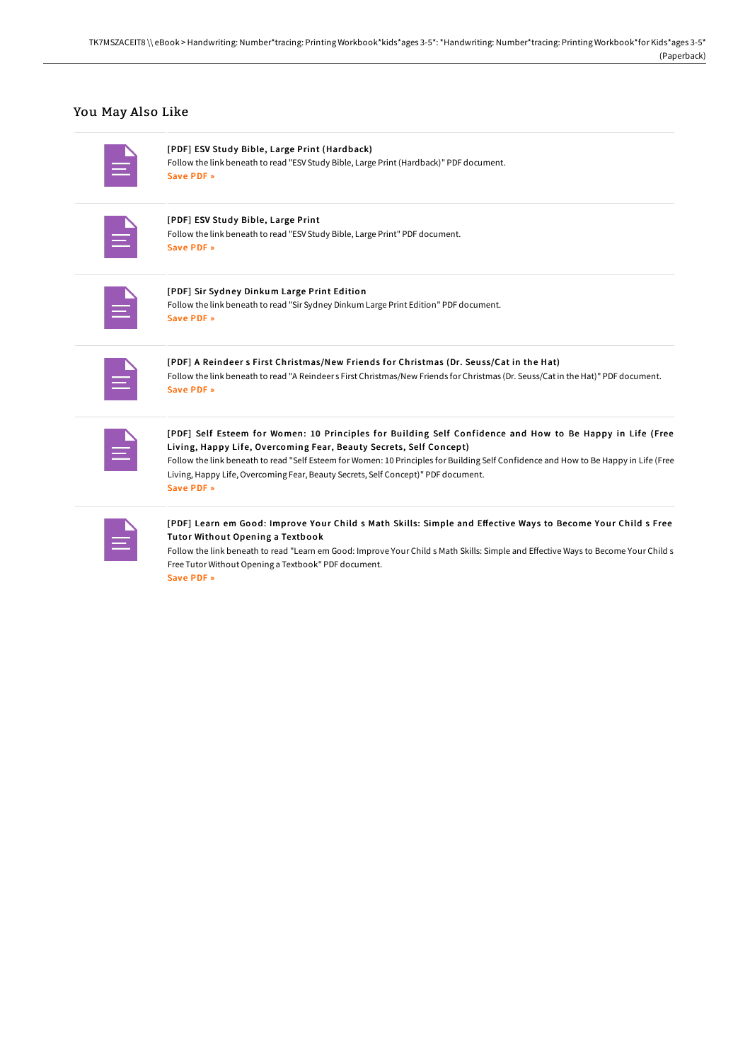## You May Also Like

**[PDF] ESV Study Bible, Large Print (Hardback)**
Follow the link beneath to read "ESV Study Bible, Large Print (Hardback)" PDF document.
Save PDF »

**[PDF] ESV Study Bible, Large Print**
Follow the link beneath to read "ESV Study Bible, Large Print" PDF document.
Save PDF »

**[PDF] Sir Sydney Dinkum Large Print Edition**
Follow the link beneath to read "Sir Sydney Dinkum Large Print Edition" PDF document.
Save PDF »

**[PDF] A Reindeer s First Christmas/New Friends for Christmas (Dr. Seuss/Cat in the Hat)**
Follow the link beneath to read "A Reindeer s First Christmas/New Friends for Christmas (Dr. Seuss/Cat in the Hat)" PDF document.
Save PDF »

**[PDF] Self Esteem for Women: 10 Principles for Building Self Confidence and How to Be Happy in Life (Free Living, Happy Life, Overcoming Fear, Beauty Secrets, Self Concept)**
Follow the link beneath to read "Self Esteem for Women: 10 Principles for Building Self Confidence and How to Be Happy in Life (Free Living, Happy Life, Overcoming Fear, Beauty Secrets, Self Concept)" PDF document.
Save PDF »

**[PDF] Learn em Good: Improve Your Child s Math Skills: Simple and Effective Ways to Become Your Child s Free Tutor Without Opening a Textbook**
Follow the link beneath to read "Learn em Good: Improve Your Child s Math Skills: Simple and Effective Ways to Become Your Child s Free Tutor Without Opening a Textbook" PDF document.
Save PDF »